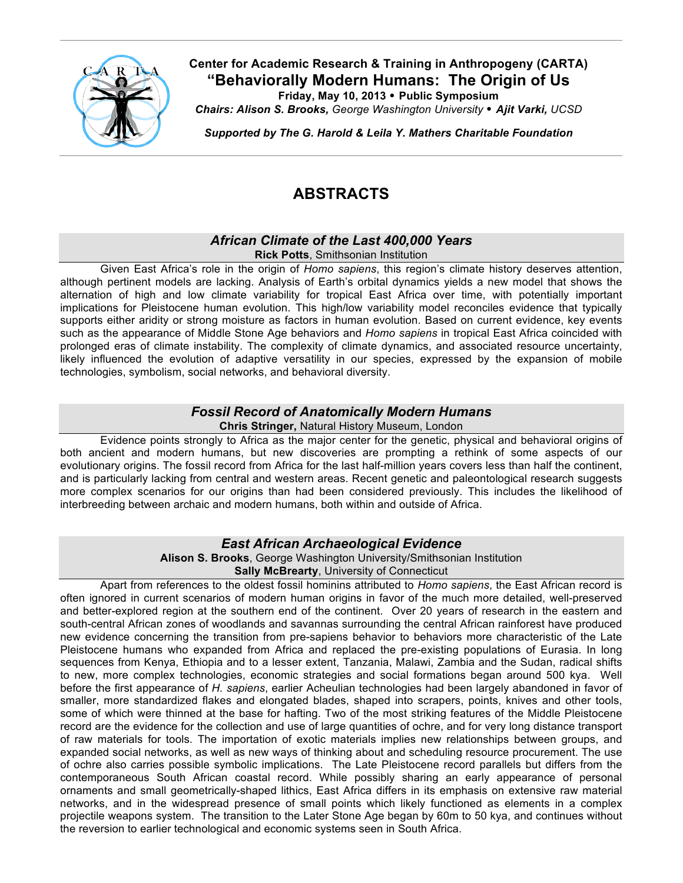**Center for Academic Research & Training in Anthropogeny (CARTA)**

# "Behaviorally Modern Humans: The Origin of Us

**Friday, May 10, 2013 • Public Symposium**

***Chairs: Alison S. Brooks,*** *George Washington University* • ***Ajit Varki,*** *UCSD*

***Supported by The G. Harold & Leila Y. Mathers Charitable Foundation***

# ABSTRACTS

## *African Climate of the Last 400,000 Years*

**Rick Potts**, Smithsonian Institution

Given East Africa's role in the origin of *Homo sapiens*, this region's climate history deserves attention, although pertinent models are lacking. Analysis of Earth's orbital dynamics yields a new model that shows the alternation of high and low climate variability for tropical East Africa over time, with potentially important implications for Pleistocene human evolution. This high/low variability model reconciles evidence that typically supports either aridity or strong moisture as factors in human evolution. Based on current evidence, key events such as the appearance of Middle Stone Age behaviors and *Homo sapiens* in tropical East Africa coincided with prolonged eras of climate instability. The complexity of climate dynamics, and associated resource uncertainty, likely influenced the evolution of adaptive versatility in our species, expressed by the expansion of mobile technologies, symbolism, social networks, and behavioral diversity.

## *Fossil Record of Anatomically Modern Humans*

**Chris Stringer,** Natural History Museum, London

Evidence points strongly to Africa as the major center for the genetic, physical and behavioral origins of both ancient and modern humans, but new discoveries are prompting a rethink of some aspects of our evolutionary origins. The fossil record from Africa for the last half-million years covers less than half the continent, and is particularly lacking from central and western areas. Recent genetic and paleontological research suggests more complex scenarios for our origins than had been considered previously. This includes the likelihood of interbreeding between archaic and modern humans, both within and outside of Africa.

## *East African Archaeological Evidence*

**Alison S. Brooks**, George Washington University/Smithsonian Institution
**Sally McBrearty**, University of Connecticut

Apart from references to the oldest fossil hominins attributed to *Homo sapiens*, the East African record is often ignored in current scenarios of modern human origins in favor of the much more detailed, well-preserved and better-explored region at the southern end of the continent. Over 20 years of research in the eastern and south-central African zones of woodlands and savannas surrounding the central African rainforest have produced new evidence concerning the transition from pre-sapiens behavior to behaviors more characteristic of the Late Pleistocene humans who expanded from Africa and replaced the pre-existing populations of Eurasia. In long sequences from Kenya, Ethiopia and to a lesser extent, Tanzania, Malawi, Zambia and the Sudan, radical shifts to new, more complex technologies, economic strategies and social formations began around 500 kya. Well before the first appearance of *H. sapiens*, earlier Acheulian technologies had been largely abandoned in favor of smaller, more standardized flakes and elongated blades, shaped into scrapers, points, knives and other tools, some of which were thinned at the base for hafting. Two of the most striking features of the Middle Pleistocene record are the evidence for the collection and use of large quantities of ochre, and for very long distance transport of raw materials for tools. The importation of exotic materials implies new relationships between groups, and expanded social networks, as well as new ways of thinking about and scheduling resource procurement. The use of ochre also carries possible symbolic implications. The Late Pleistocene record parallels but differs from the contemporaneous South African coastal record. While possibly sharing an early appearance of personal ornaments and small geometrically-shaped lithics, East Africa differs in its emphasis on extensive raw material networks, and in the widespread presence of small points which likely functioned as elements in a complex projectile weapons system. The transition to the Later Stone Age began by 60m to 50 kya, and continues without the reversion to earlier technological and economic systems seen in South Africa.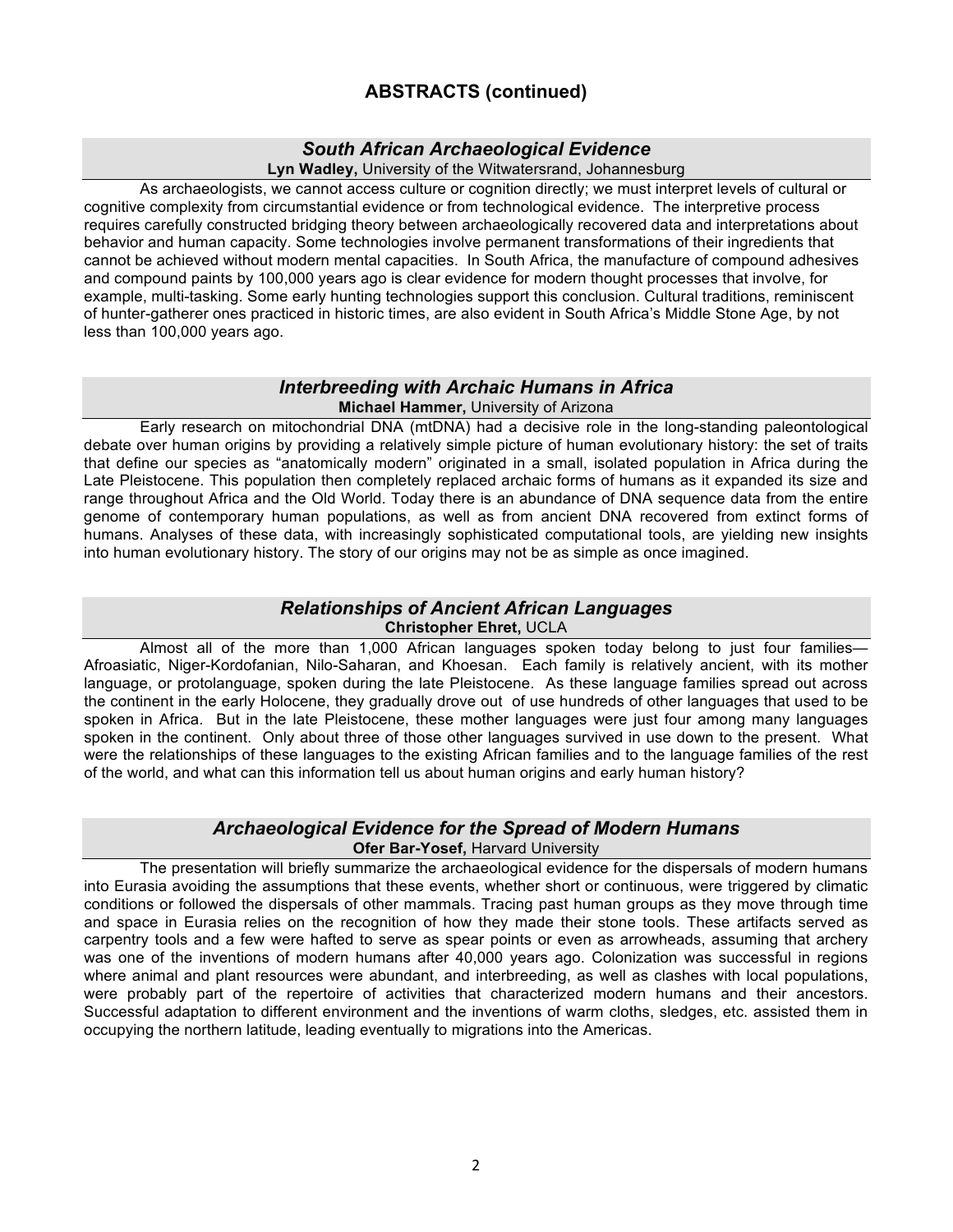## ABSTRACTS (continued)

### *South African Archaeological Evidence*

**Lyn Wadley,** University of the Witwatersrand, Johannesburg

As archaeologists, we cannot access culture or cognition directly; we must interpret levels of cultural or cognitive complexity from circumstantial evidence or from technological evidence. The interpretive process requires carefully constructed bridging theory between archaeologically recovered data and interpretations about behavior and human capacity. Some technologies involve permanent transformations of their ingredients that cannot be achieved without modern mental capacities. In South Africa, the manufacture of compound adhesives and compound paints by 100,000 years ago is clear evidence for modern thought processes that involve, for example, multi-tasking. Some early hunting technologies support this conclusion. Cultural traditions, reminiscent of hunter-gatherer ones practiced in historic times, are also evident in South Africa's Middle Stone Age, by not less than 100,000 years ago.

### *Interbreeding with Archaic Humans in Africa*

**Michael Hammer,** University of Arizona

Early research on mitochondrial DNA (mtDNA) had a decisive role in the long-standing paleontological debate over human origins by providing a relatively simple picture of human evolutionary history: the set of traits that define our species as "anatomically modern" originated in a small, isolated population in Africa during the Late Pleistocene. This population then completely replaced archaic forms of humans as it expanded its size and range throughout Africa and the Old World. Today there is an abundance of DNA sequence data from the entire genome of contemporary human populations, as well as from ancient DNA recovered from extinct forms of humans. Analyses of these data, with increasingly sophisticated computational tools, are yielding new insights into human evolutionary history. The story of our origins may not be as simple as once imagined.

### *Relationships of Ancient African Languages*

**Christopher Ehret,** UCLA

Almost all of the more than 1,000 African languages spoken today belong to just four families—Afroasiatic, Niger-Kordofanian, Nilo-Saharan, and Khoesan. Each family is relatively ancient, with its mother language, or protolanguage, spoken during the late Pleistocene. As these language families spread out across the continent in the early Holocene, they gradually drove out of use hundreds of other languages that used to be spoken in Africa. But in the late Pleistocene, these mother languages were just four among many languages spoken in the continent. Only about three of those other languages survived in use down to the present. What were the relationships of these languages to the existing African families and to the language families of the rest of the world, and what can this information tell us about human origins and early human history?

### *Archaeological Evidence for the Spread of Modern Humans*

**Ofer Bar-Yosef,** Harvard University

The presentation will briefly summarize the archaeological evidence for the dispersals of modern humans into Eurasia avoiding the assumptions that these events, whether short or continuous, were triggered by climatic conditions or followed the dispersals of other mammals. Tracing past human groups as they move through time and space in Eurasia relies on the recognition of how they made their stone tools. These artifacts served as carpentry tools and a few were hafted to serve as spear points or even as arrowheads, assuming that archery was one of the inventions of modern humans after 40,000 years ago. Colonization was successful in regions where animal and plant resources were abundant, and interbreeding, as well as clashes with local populations, were probably part of the repertoire of activities that characterized modern humans and their ancestors. Successful adaptation to different environment and the inventions of warm cloths, sledges, etc. assisted them in occupying the northern latitude, leading eventually to migrations into the Americas.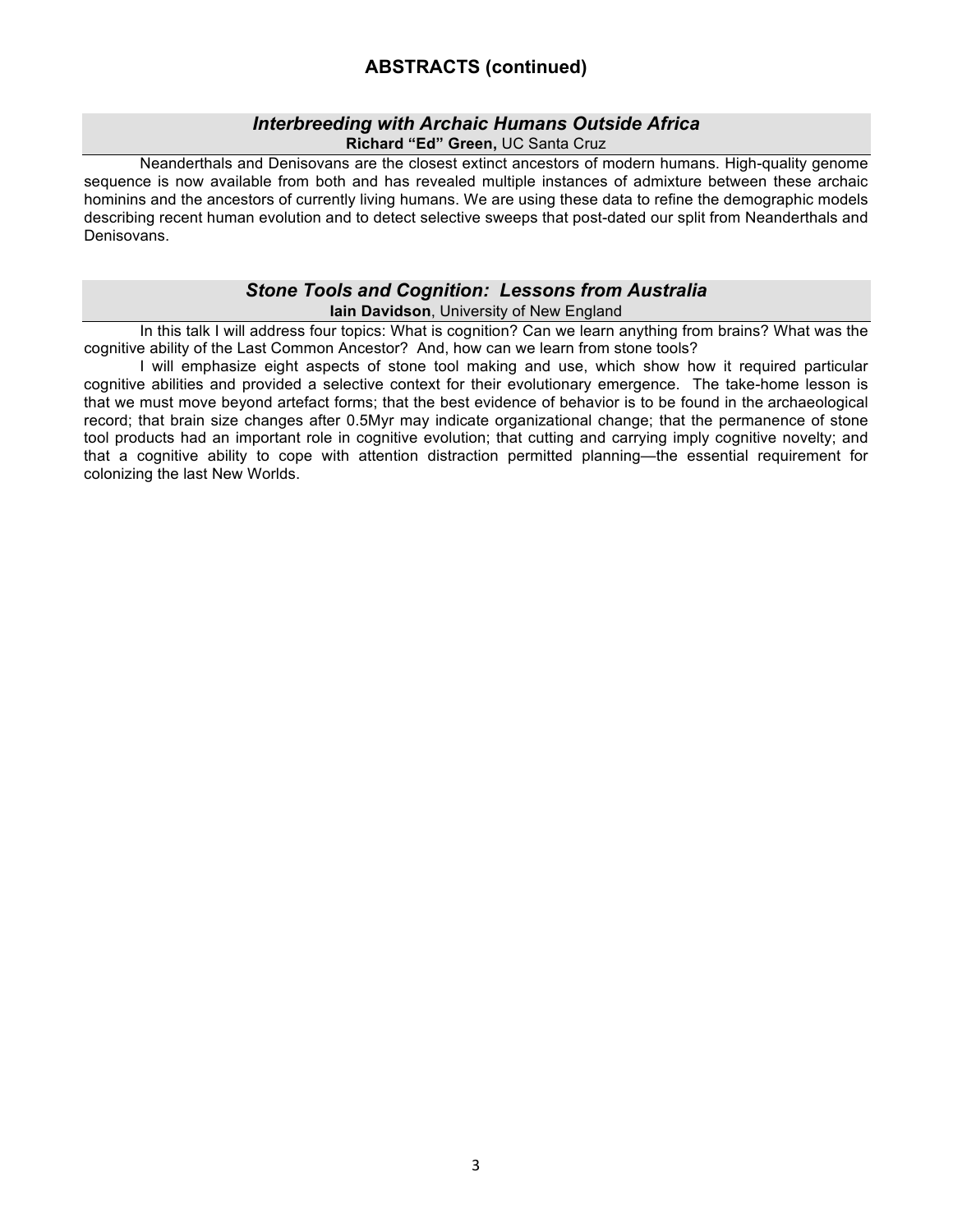## ABSTRACTS (continued)

### *Interbreeding with Archaic Humans Outside Africa*

**Richard “Ed” Green,** UC Santa Cruz

Neanderthals and Denisovans are the closest extinct ancestors of modern humans. High-quality genome sequence is now available from both and has revealed multiple instances of admixture between these archaic hominins and the ancestors of currently living humans. We are using these data to refine the demographic models describing recent human evolution and to detect selective sweeps that post-dated our split from Neanderthals and Denisovans.

### *Stone Tools and Cognition: Lessons from Australia*

**Iain Davidson**, University of New England

In this talk I will address four topics: What is cognition? Can we learn anything from brains? What was the cognitive ability of the Last Common Ancestor? And, how can we learn from stone tools?

I will emphasize eight aspects of stone tool making and use, which show how it required particular cognitive abilities and provided a selective context for their evolutionary emergence. The take-home lesson is that we must move beyond artefact forms; that the best evidence of behavior is to be found in the archaeological record; that brain size changes after 0.5Myr may indicate organizational change; that the permanence of stone tool products had an important role in cognitive evolution; that cutting and carrying imply cognitive novelty; and that a cognitive ability to cope with attention distraction permitted planning—the essential requirement for colonizing the last New Worlds.